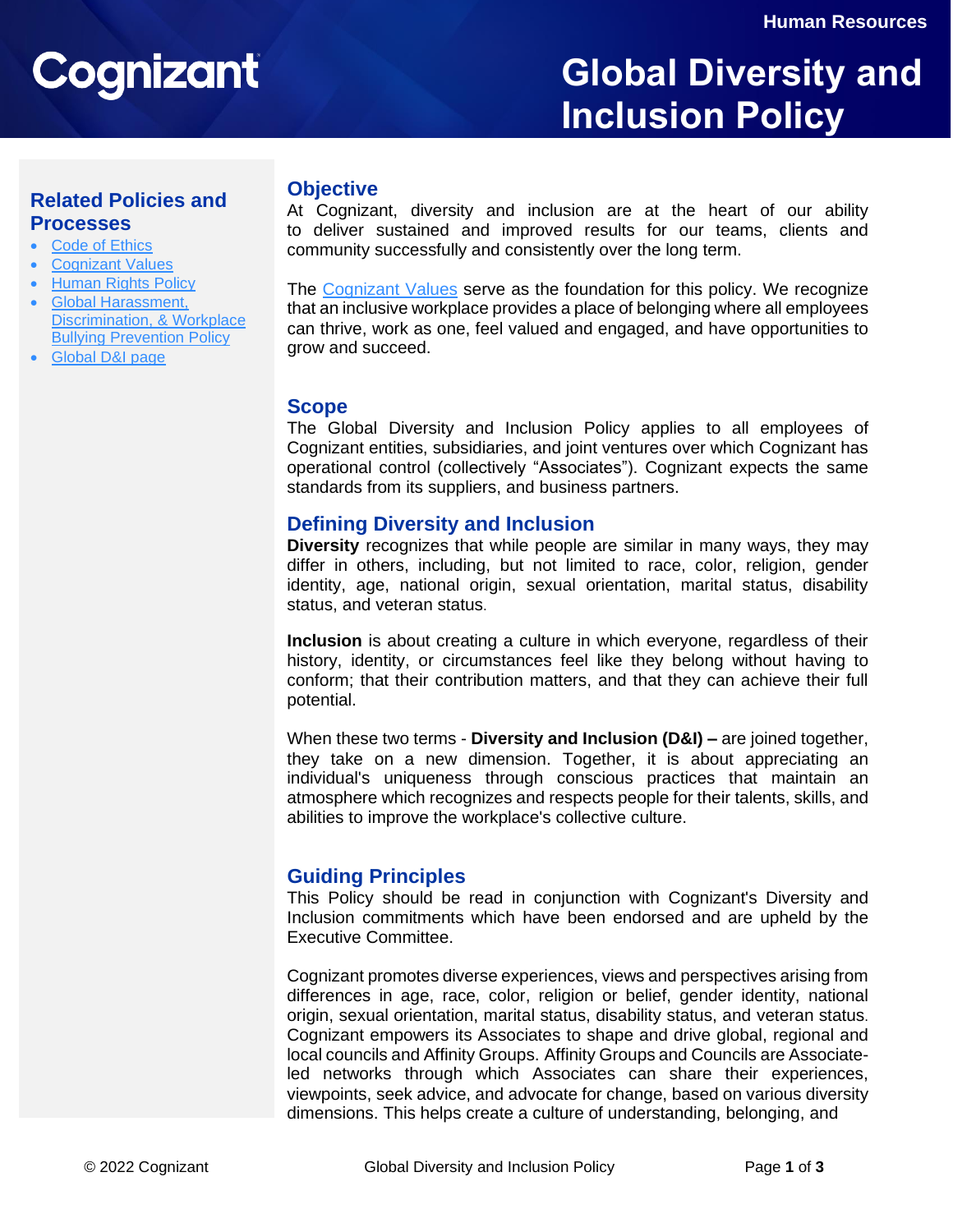Human Resources

# Global Diversity and Inclusion Policy

## Related Policies and Processes

- Code of Ethics
- Cognizant Values
- Human Rights Policy
- Global Harassment, Discrimination, & Workplace Bullying Prevention Policy
- Global D&I page

## Objective

At Cognizant, diversity and inclusion are at the heart of our ability to deliver sustained and improved results for our teams, clients and community successfully and consistently over the long term.

The Cognizant Values serve as the foundation for this policy. We recognize that an inclusive workplace provides a place of belonging where all employees can thrive, work as one, feel valued and engaged, and have opportunities to grow and succeed.

## Scope

The Global Diversity and Inclusion Policy applies to all employees of Cognizant entities, subsidiaries, and joint ventures over which Cognizant has operational control (collectively "Associates"). Cognizant expects the same standards from its suppliers, and business partners.

## Defining Diversity and Inclusion

**Diversity** recognizes that while people are similar in many ways, they may differ in others, including, but not limited to race, color, religion, gender identity, age, national origin, sexual orientation, marital status, disability status, and veteran status.

**Inclusion** is about creating a culture in which everyone, regardless of their history, identity, or circumstances feel like they belong without having to conform; that their contribution matters, and that they can achieve their full potential.

When these two terms - **Diversity and Inclusion (D&I) –** are joined together, they take on a new dimension. Together, it is about appreciating an individual's uniqueness through conscious practices that maintain an atmosphere which recognizes and respects people for their talents, skills, and abilities to improve the workplace's collective culture.

## Guiding Principles

This Policy should be read in conjunction with Cognizant's Diversity and Inclusion commitments which have been endorsed and are upheld by the Executive Committee.

Cognizant promotes diverse experiences, views and perspectives arising from differences in age, race, color, religion or belief, gender identity, national origin, sexual orientation, marital status, disability status, and veteran status. Cognizant empowers its Associates to shape and drive global, regional and local councils and Affinity Groups. Affinity Groups and Councils are Associate-led networks through which Associates can share their experiences, viewpoints, seek advice, and advocate for change, based on various diversity dimensions. This helps create a culture of understanding, belonging, and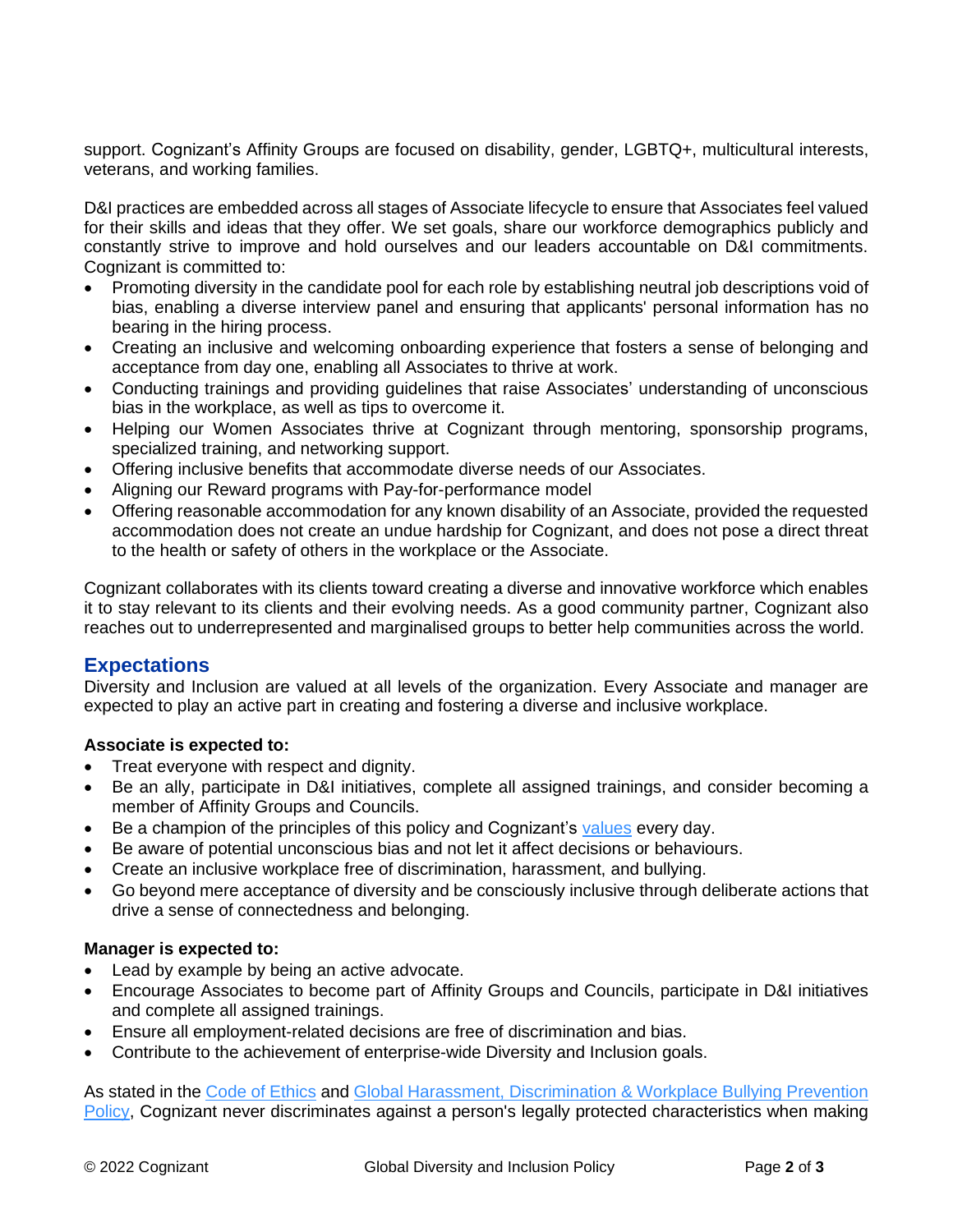support. Cognizant's Affinity Groups are focused on disability, gender, LGBTQ+, multicultural interests, veterans, and working families.

D&I practices are embedded across all stages of Associate lifecycle to ensure that Associates feel valued for their skills and ideas that they offer. We set goals, share our workforce demographics publicly and constantly strive to improve and hold ourselves and our leaders accountable on D&I commitments. Cognizant is committed to:

- Promoting diversity in the candidate pool for each role by establishing neutral job descriptions void of bias, enabling a diverse interview panel and ensuring that applicants' personal information has no bearing in the hiring process.
- Creating an inclusive and welcoming onboarding experience that fosters a sense of belonging and acceptance from day one, enabling all Associates to thrive at work.
- Conducting trainings and providing guidelines that raise Associates' understanding of unconscious bias in the workplace, as well as tips to overcome it.
- Helping our Women Associates thrive at Cognizant through mentoring, sponsorship programs, specialized training, and networking support.
- Offering inclusive benefits that accommodate diverse needs of our Associates.
- Aligning our Reward programs with Pay-for-performance model
- Offering reasonable accommodation for any known disability of an Associate, provided the requested accommodation does not create an undue hardship for Cognizant, and does not pose a direct threat to the health or safety of others in the workplace or the Associate.

Cognizant collaborates with its clients toward creating a diverse and innovative workforce which enables it to stay relevant to its clients and their evolving needs. As a good community partner, Cognizant also reaches out to underrepresented and marginalised groups to better help communities across the world.

## Expectations

Diversity and Inclusion are valued at all levels of the organization. Every Associate and manager are expected to play an active part in creating and fostering a diverse and inclusive workplace.

**Associate is expected to:**

- Treat everyone with respect and dignity.
- Be an ally, participate in D&I initiatives, complete all assigned trainings, and consider becoming a member of Affinity Groups and Councils.
- Be a champion of the principles of this policy and Cognizant's values every day.
- Be aware of potential unconscious bias and not let it affect decisions or behaviours.
- Create an inclusive workplace free of discrimination, harassment, and bullying.
- Go beyond mere acceptance of diversity and be consciously inclusive through deliberate actions that drive a sense of connectedness and belonging.

**Manager is expected to:**

- Lead by example by being an active advocate.
- Encourage Associates to become part of Affinity Groups and Councils, participate in D&I initiatives and complete all assigned trainings.
- Ensure all employment-related decisions are free of discrimination and bias.
- Contribute to the achievement of enterprise-wide Diversity and Inclusion goals.

As stated in the Code of Ethics and Global Harassment, Discrimination & Workplace Bullying Prevention Policy, Cognizant never discriminates against a person's legally protected characteristics when making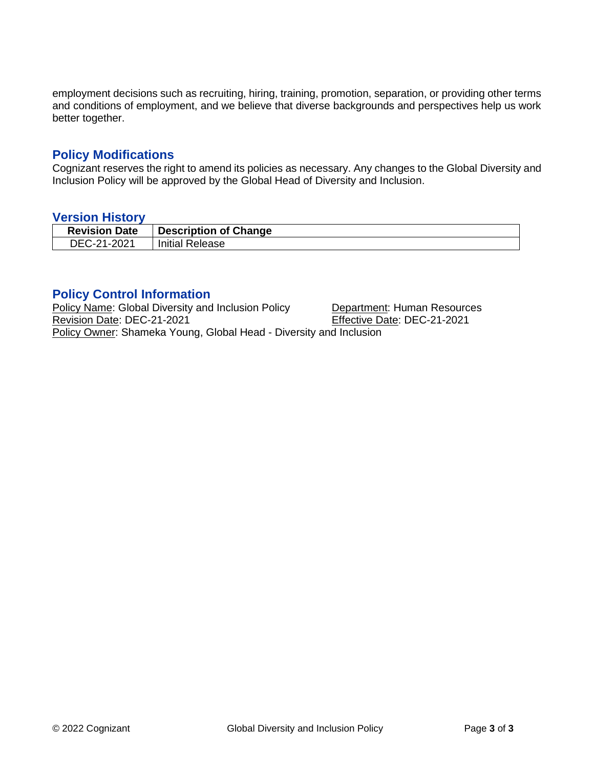employment decisions such as recruiting, hiring, training, promotion, separation, or providing other terms and conditions of employment, and we believe that diverse backgrounds and perspectives help us work better together.

## Policy Modifications

Cognizant reserves the right to amend its policies as necessary. Any changes to the Global Diversity and Inclusion Policy will be approved by the Global Head of Diversity and Inclusion.

## Version History

| Revision Date | Description of Change |
| --- | --- |
| DEC-21-2021 | Initial Release |

## Policy Control Information

Policy Name: Global Diversity and Inclusion Policy
Department: Human Resources
Revision Date: DEC-21-2021
Effective Date: DEC-21-2021
Policy Owner: Shameka Young, Global Head - Diversity and Inclusion